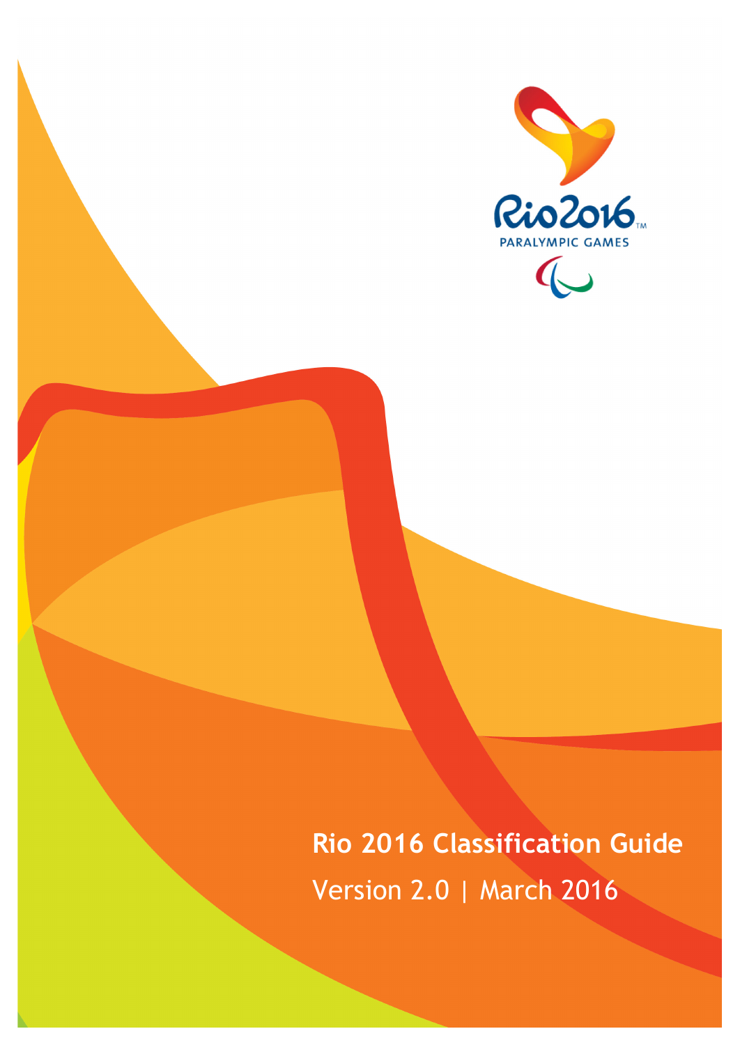Rio2016 PARALYMPIC GAMES

# Rio 2016 Classification Guide

Version 2.0 | March 2016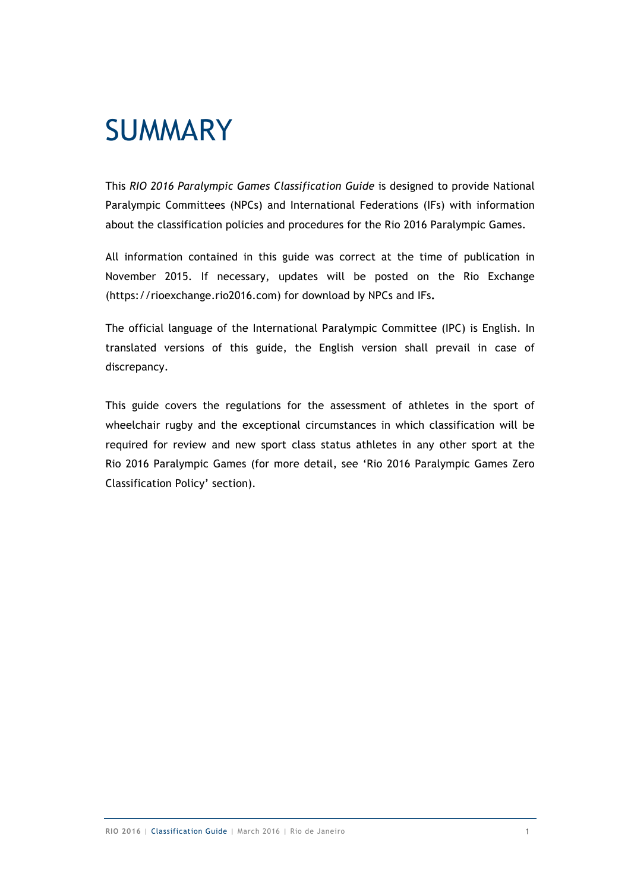# SUMMARY

This *RIO 2016 Paralympic Games Classification Guide* is designed to provide National Paralympic Committees (NPCs) and International Federations (IFs) with information about the classification policies and procedures for the Rio 2016 Paralympic Games.

All information contained in this guide was correct at the time of publication in November 2015. If necessary, updates will be posted on the Rio Exchange (https://rioexchange.rio2016.com) for download by NPCs and IFs**.**

The official language of the International Paralympic Committee (IPC) is English. In translated versions of this guide, the English version shall prevail in case of discrepancy.

This guide covers the regulations for the assessment of athletes in the sport of wheelchair rugby and the exceptional circumstances in which classification will be required for review and new sport class status athletes in any other sport at the Rio 2016 Paralympic Games (for more detail, see 'Rio 2016 Paralympic Games Zero Classification Policy' section).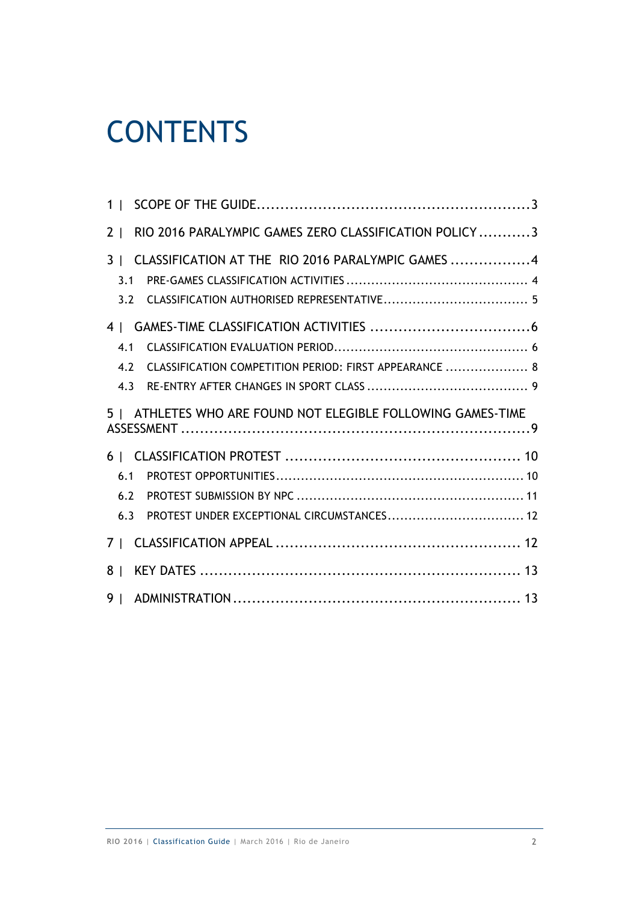# CONTENTS

1 | SCOPE OF THE GUIDE........................................................3

2 | RIO 2016 PARALYMPIC GAMES ZERO CLASSIFICATION POLICY...........3

3 | CLASSIFICATION AT THE RIO 2016 PARALYMPIC GAMES .................4

- 3.1 PRE-GAMES CLASSIFICATION ACTIVITIES ............................................ 4
- 3.2 CLASSIFICATION AUTHORISED REPRESENTATIVE.................................. 5

4 | GAMES-TIME CLASSIFICATION ACTIVITIES .................................6

- 4.1 CLASSIFICATION EVALUATION PERIOD............................................. 6
- 4.2 CLASSIFICATION COMPETITION PERIOD: FIRST APPEARANCE .................... 8
- 4.3 RE-ENTRY AFTER CHANGES IN SPORT CLASS ....................................... 9

5 | ATHLETES WHO ARE FOUND NOT ELEGIBLE FOLLOWING GAMES-TIME ASSESSMENT ..........................................................................9

6 | CLASSIFICATION PROTEST ................................................ 10

- 6.1 PROTEST OPPORTUNITIES............................................................ 10
- 6.2 PROTEST SUBMISSION BY NPC ...................................................... 11
- 6.3 PROTEST UNDER EXCEPTIONAL CIRCUMSTANCES................................. 12

7 | CLASSIFICATION APPEAL ................................................... 12

8 | KEY DATES ................................................................... 13

9 | ADMINISTRATION............................................................ 13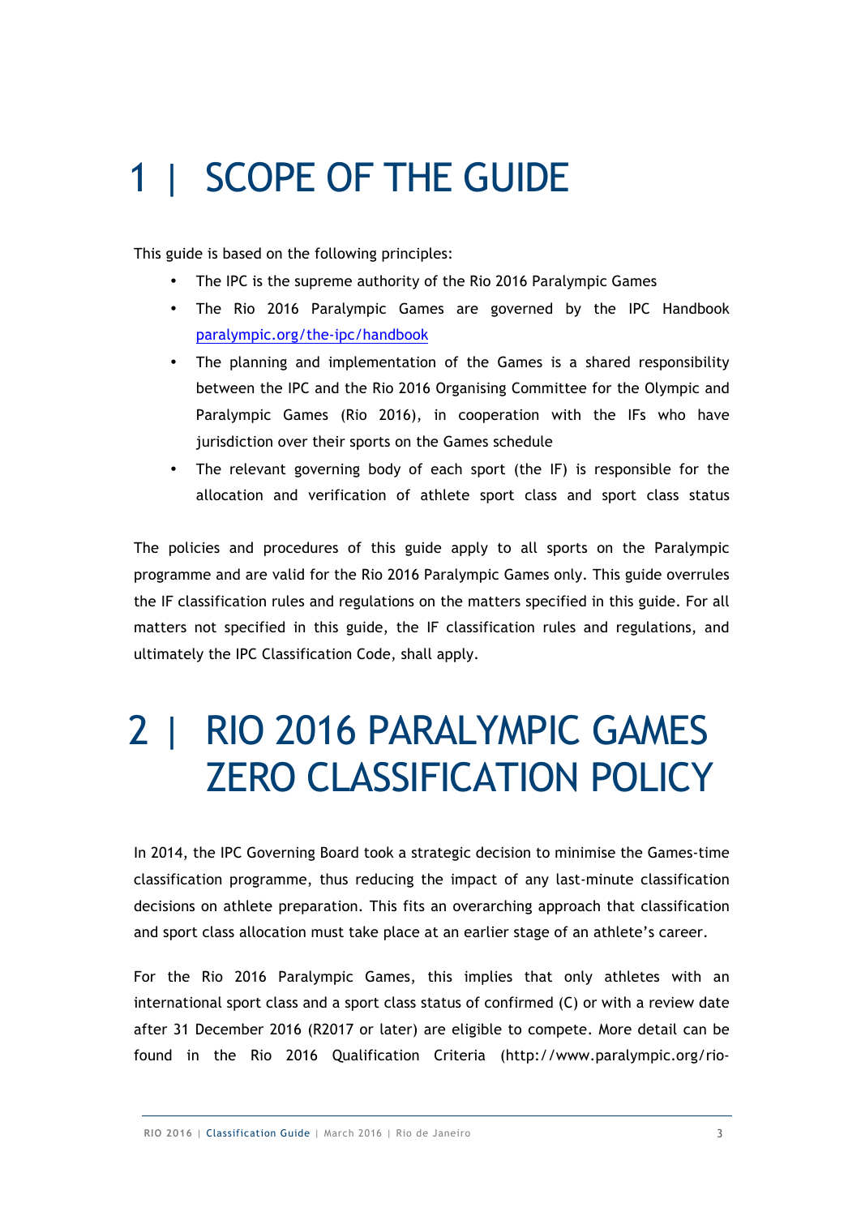# 1 | SCOPE OF THE GUIDE

This guide is based on the following principles:

- The IPC is the supreme authority of the Rio 2016 Paralympic Games
- The Rio 2016 Paralympic Games are governed by the IPC Handbook [paralympic.org/the-ipc/handbook](paralympic.org/the-ipc/handbook)
- The planning and implementation of the Games is a shared responsibility between the IPC and the Rio 2016 Organising Committee for the Olympic and Paralympic Games (Rio 2016), in cooperation with the IFs who have jurisdiction over their sports on the Games schedule
- The relevant governing body of each sport (the IF) is responsible for the allocation and verification of athlete sport class and sport class status

The policies and procedures of this guide apply to all sports on the Paralympic programme and are valid for the Rio 2016 Paralympic Games only. This guide overrules the IF classification rules and regulations on the matters specified in this guide. For all matters not specified in this guide, the IF classification rules and regulations, and ultimately the IPC Classification Code, shall apply.

# 2 | RIO 2016 PARALYMPIC GAMES ZERO CLASSIFICATION POLICY

In 2014, the IPC Governing Board took a strategic decision to minimise the Games-time classification programme, thus reducing the impact of any last-minute classification decisions on athlete preparation. This fits an overarching approach that classification and sport class allocation must take place at an earlier stage of an athlete's career.

For the Rio 2016 Paralympic Games, this implies that only athletes with an international sport class and a sport class status of confirmed (C) or with a review date after 31 December 2016 (R2017 or later) are eligible to compete. More detail can be found in the Rio 2016 Qualification Criteria (http://www.paralympic.org/rio-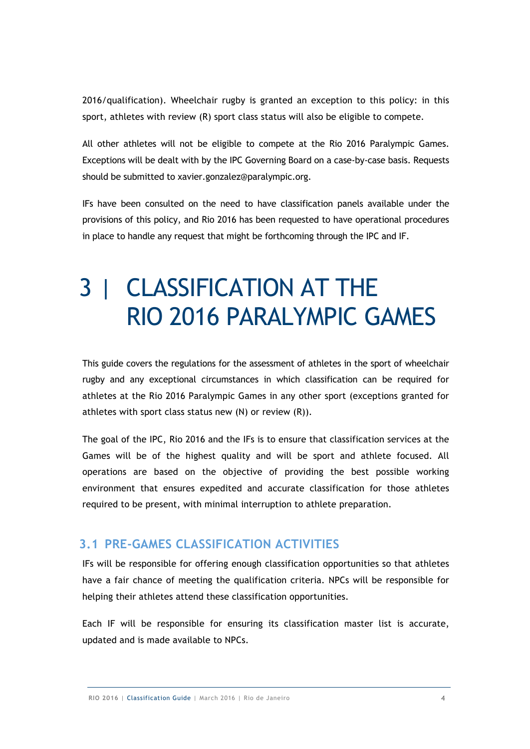2016/qualification). Wheelchair rugby is granted an exception to this policy: in this sport, athletes with review (R) sport class status will also be eligible to compete.

All other athletes will not be eligible to compete at the Rio 2016 Paralympic Games. Exceptions will be dealt with by the IPC Governing Board on a case-by-case basis. Requests should be submitted to xavier.gonzalez@paralympic.org.

IFs have been consulted on the need to have classification panels available under the provisions of this policy, and Rio 2016 has been requested to have operational procedures in place to handle any request that might be forthcoming through the IPC and IF.

# 3 | CLASSIFICATION AT THE RIO 2016 PARALYMPIC GAMES

This guide covers the regulations for the assessment of athletes in the sport of wheelchair rugby and any exceptional circumstances in which classification can be required for athletes at the Rio 2016 Paralympic Games in any other sport (exceptions granted for athletes with sport class status new (N) or review (R)).

The goal of the IPC, Rio 2016 and the IFs is to ensure that classification services at the Games will be of the highest quality and will be sport and athlete focused. All operations are based on the objective of providing the best possible working environment that ensures expedited and accurate classification for those athletes required to be present, with minimal interruption to athlete preparation.

## 3.1 PRE-GAMES CLASSIFICATION ACTIVITIES

IFs will be responsible for offering enough classification opportunities so that athletes have a fair chance of meeting the qualification criteria. NPCs will be responsible for helping their athletes attend these classification opportunities.

Each IF will be responsible for ensuring its classification master list is accurate, updated and is made available to NPCs.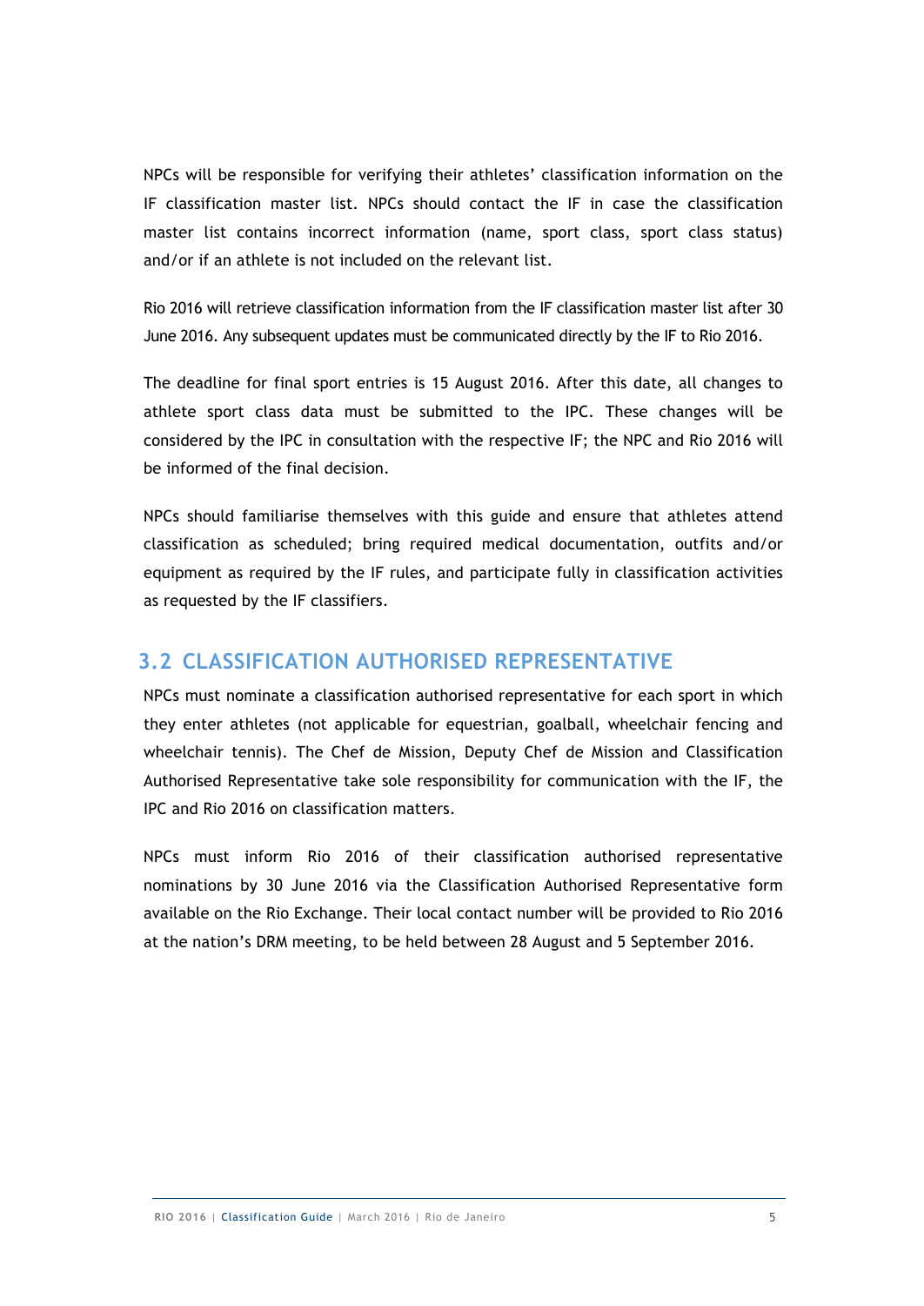NPCs will be responsible for verifying their athletes' classification information on the IF classification master list. NPCs should contact the IF in case the classification master list contains incorrect information (name, sport class, sport class status) and/or if an athlete is not included on the relevant list.

Rio 2016 will retrieve classification information from the IF classification master list after 30 June 2016. Any subsequent updates must be communicated directly by the IF to Rio 2016.

The deadline for final sport entries is 15 August 2016. After this date, all changes to athlete sport class data must be submitted to the IPC. These changes will be considered by the IPC in consultation with the respective IF; the NPC and Rio 2016 will be informed of the final decision.

NPCs should familiarise themselves with this guide and ensure that athletes attend classification as scheduled; bring required medical documentation, outfits and/or equipment as required by the IF rules, and participate fully in classification activities as requested by the IF classifiers.

## 3.2 CLASSIFICATION AUTHORISED REPRESENTATIVE

NPCs must nominate a classification authorised representative for each sport in which they enter athletes (not applicable for equestrian, goalball, wheelchair fencing and wheelchair tennis). The Chef de Mission, Deputy Chef de Mission and Classification Authorised Representative take sole responsibility for communication with the IF, the IPC and Rio 2016 on classification matters.

NPCs must inform Rio 2016 of their classification authorised representative nominations by 30 June 2016 via the Classification Authorised Representative form available on the Rio Exchange. Their local contact number will be provided to Rio 2016 at the nation's DRM meeting, to be held between 28 August and 5 September 2016.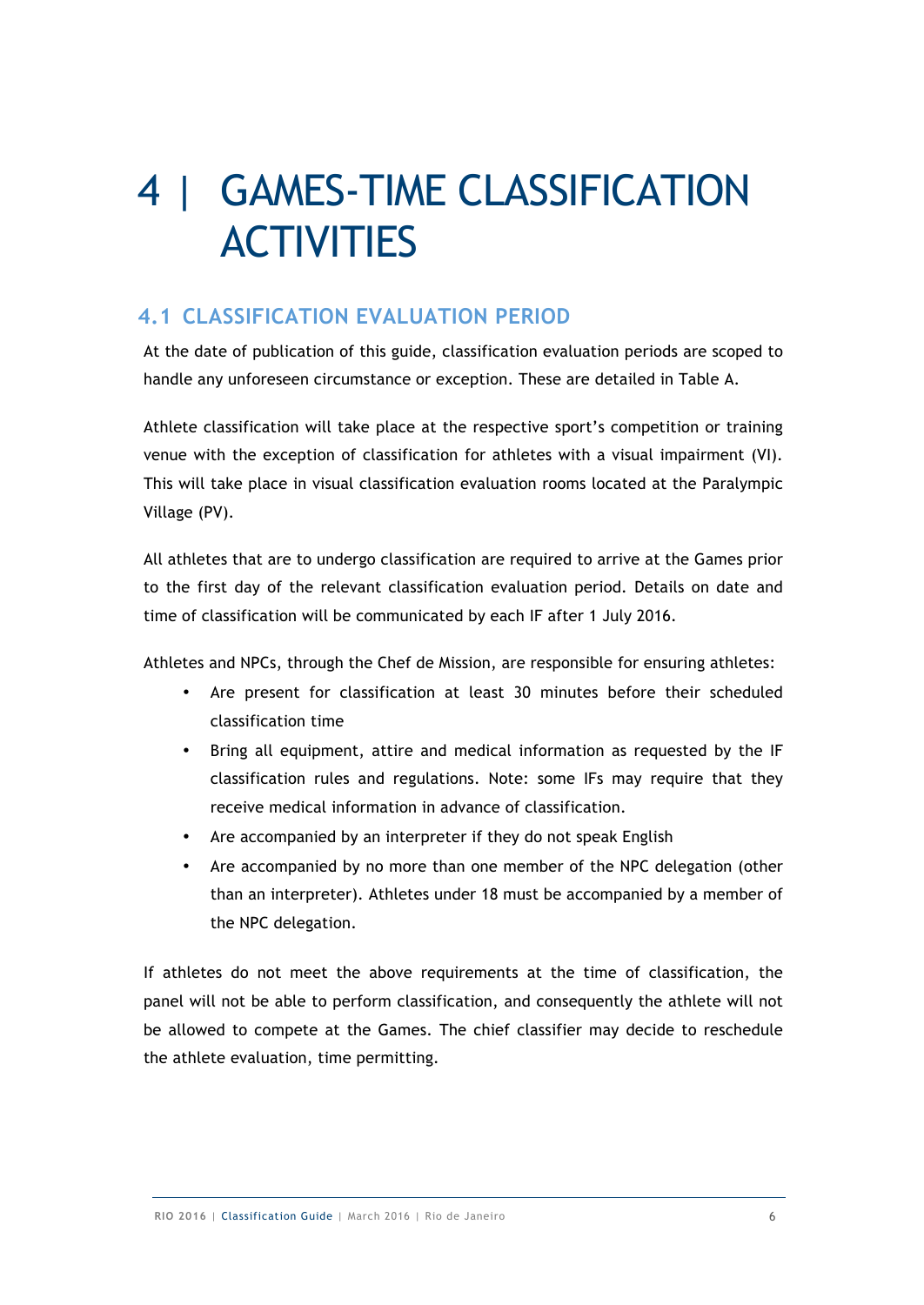# 4 | GAMES-TIME CLASSIFICATION ACTIVITIES

## 4.1 CLASSIFICATION EVALUATION PERIOD

At the date of publication of this guide, classification evaluation periods are scoped to handle any unforeseen circumstance or exception. These are detailed in Table A.

Athlete classification will take place at the respective sport's competition or training venue with the exception of classification for athletes with a visual impairment (VI). This will take place in visual classification evaluation rooms located at the Paralympic Village (PV).

All athletes that are to undergo classification are required to arrive at the Games prior to the first day of the relevant classification evaluation period. Details on date and time of classification will be communicated by each IF after 1 July 2016.

Athletes and NPCs, through the Chef de Mission, are responsible for ensuring athletes:

- Are present for classification at least 30 minutes before their scheduled classification time
- Bring all equipment, attire and medical information as requested by the IF classification rules and regulations. Note: some IFs may require that they receive medical information in advance of classification.
- Are accompanied by an interpreter if they do not speak English
- Are accompanied by no more than one member of the NPC delegation (other than an interpreter). Athletes under 18 must be accompanied by a member of the NPC delegation.

If athletes do not meet the above requirements at the time of classification, the panel will not be able to perform classification, and consequently the athlete will not be allowed to compete at the Games. The chief classifier may decide to reschedule the athlete evaluation, time permitting.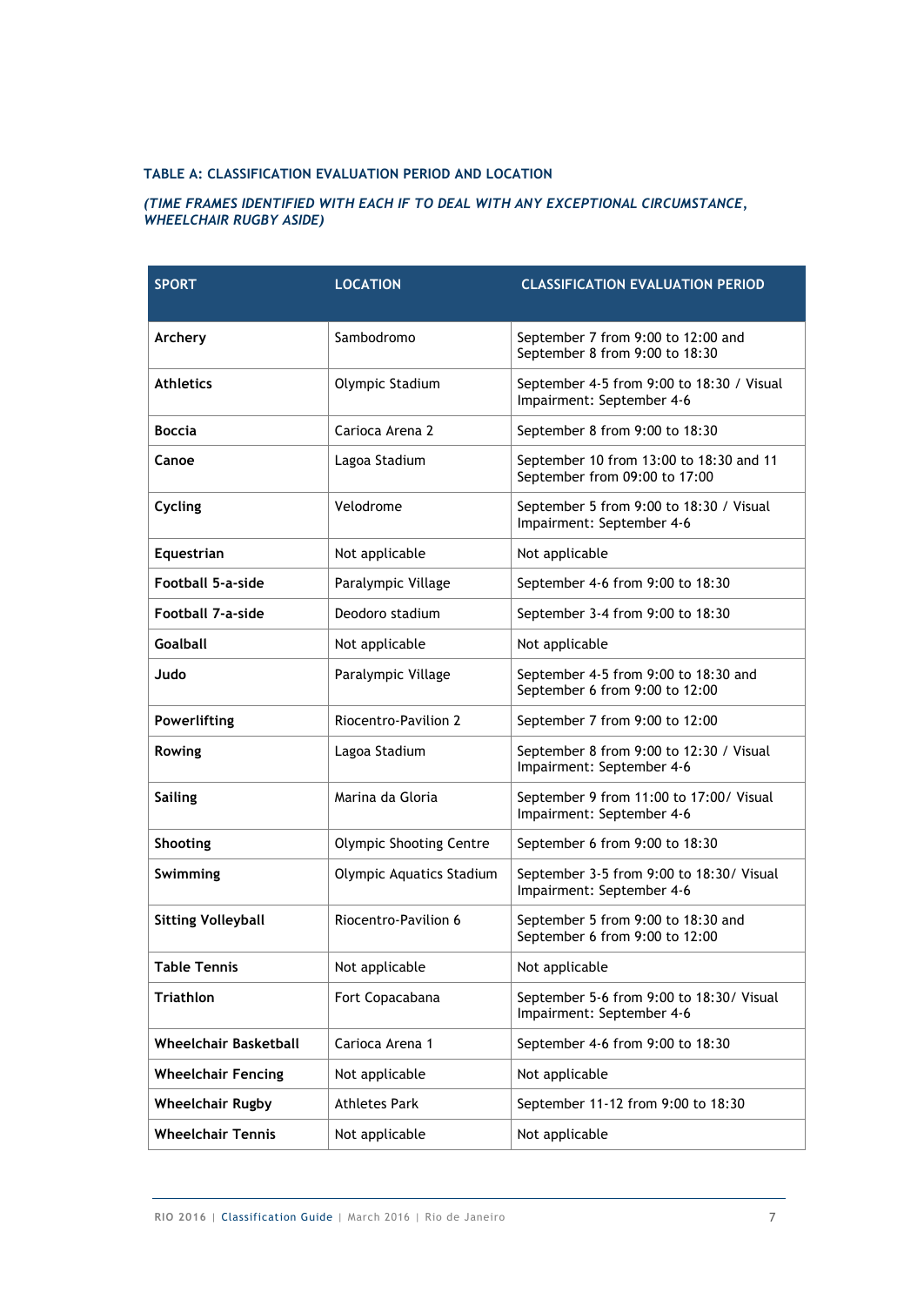### TABLE A: CLASSIFICATION EVALUATION PERIOD AND LOCATION

***(TIME FRAMES IDENTIFIED WITH EACH IF TO DEAL WITH ANY EXCEPTIONAL CIRCUMSTANCE, WHEELCHAIR RUGBY ASIDE)***

| SPORT | LOCATION | CLASSIFICATION EVALUATION PERIOD |
|---|---|---|
| **Archery** | Sambodromo | September 7 from 9:00 to 12:00 and September 8 from 9:00 to 18:30 |
| **Athletics** | Olympic Stadium | September 4-5 from 9:00 to 18:30 / Visual Impairment: September 4-6 |
| **Boccia** | Carioca Arena 2 | September 8 from 9:00 to 18:30 |
| **Canoe** | Lagoa Stadium | September 10 from 13:00 to 18:30 and 11 September from 09:00 to 17:00 |
| **Cycling** | Velodrome | September 5 from 9:00 to 18:30 / Visual Impairment: September 4-6 |
| **Equestrian** | Not applicable | Not applicable |
| **Football 5-a-side** | Paralympic Village | September 4-6 from 9:00 to 18:30 |
| **Football 7-a-side** | Deodoro stadium | September 3-4 from 9:00 to 18:30 |
| **Goalball** | Not applicable | Not applicable |
| **Judo** | Paralympic Village | September 4-5 from 9:00 to 18:30 and September 6 from 9:00 to 12:00 |
| **Powerlifting** | Riocentro-Pavilion 2 | September 7 from 9:00 to 12:00 |
| **Rowing** | Lagoa Stadium | September 8 from 9:00 to 12:30 / Visual Impairment: September 4-6 |
| **Sailing** | Marina da Gloria | September 9 from 11:00 to 17:00/ Visual Impairment: September 4-6 |
| **Shooting** | Olympic Shooting Centre | September 6 from 9:00 to 18:30 |
| **Swimming** | Olympic Aquatics Stadium | September 3-5 from 9:00 to 18:30/ Visual Impairment: September 4-6 |
| **Sitting Volleyball** | Riocentro-Pavilion 6 | September 5 from 9:00 to 18:30 and September 6 from 9:00 to 12:00 |
| **Table Tennis** | Not applicable | Not applicable |
| **Triathlon** | Fort Copacabana | September 5-6 from 9:00 to 18:30/ Visual Impairment: September 4-6 |
| **Wheelchair Basketball** | Carioca Arena 1 | September 4-6 from 9:00 to 18:30 |
| **Wheelchair Fencing** | Not applicable | Not applicable |
| **Wheelchair Rugby** | Athletes Park | September 11-12 from 9:00 to 18:30 |
| **Wheelchair Tennis** | Not applicable | Not applicable |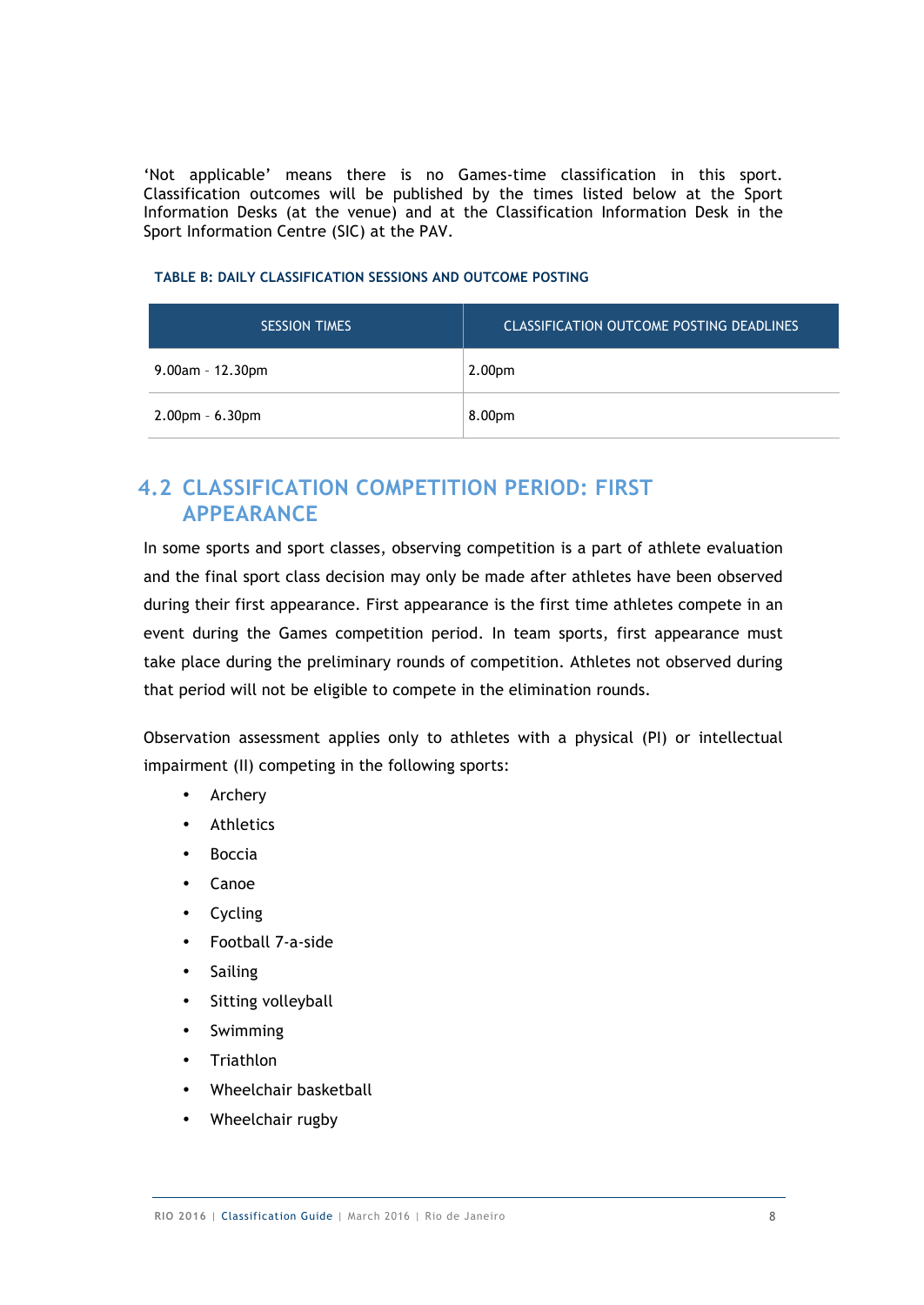'Not applicable' means there is no Games-time classification in this sport. Classification outcomes will be published by the times listed below at the Sport Information Desks (at the venue) and at the Classification Information Desk in the Sport Information Centre (SIC) at the PAV.

**TABLE B: DAILY CLASSIFICATION SESSIONS AND OUTCOME POSTING**

| SESSION TIMES | CLASSIFICATION OUTCOME POSTING DEADLINES |
|---|---|
| 9.00am – 12.30pm | 2.00pm |
| 2.00pm – 6.30pm | 8.00pm |

## 4.2 CLASSIFICATION COMPETITION PERIOD: FIRST APPEARANCE

In some sports and sport classes, observing competition is a part of athlete evaluation and the final sport class decision may only be made after athletes have been observed during their first appearance. First appearance is the first time athletes compete in an event during the Games competition period. In team sports, first appearance must take place during the preliminary rounds of competition. Athletes not observed during that period will not be eligible to compete in the elimination rounds.

Observation assessment applies only to athletes with a physical (PI) or intellectual impairment (II) competing in the following sports:

- Archery
- Athletics
- Boccia
- Canoe
- Cycling
- Football 7-a-side
- Sailing
- Sitting volleyball
- Swimming
- Triathlon
- Wheelchair basketball
- Wheelchair rugby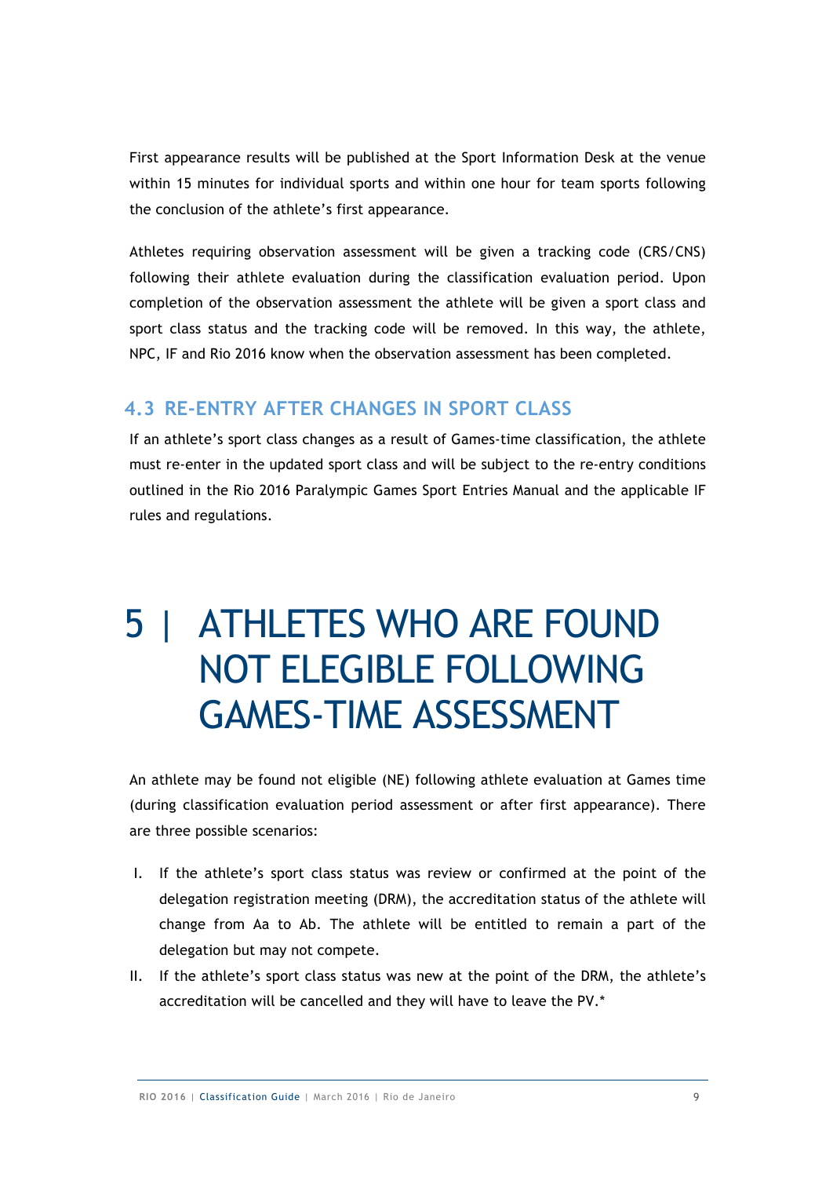First appearance results will be published at the Sport Information Desk at the venue within 15 minutes for individual sports and within one hour for team sports following the conclusion of the athlete's first appearance.

Athletes requiring observation assessment will be given a tracking code (CRS/CNS) following their athlete evaluation during the classification evaluation period. Upon completion of the observation assessment the athlete will be given a sport class and sport class status and the tracking code will be removed. In this way, the athlete, NPC, IF and Rio 2016 know when the observation assessment has been completed.

### 4.3 RE-ENTRY AFTER CHANGES IN SPORT CLASS

If an athlete's sport class changes as a result of Games-time classification, the athlete must re-enter in the updated sport class and will be subject to the re-entry conditions outlined in the Rio 2016 Paralympic Games Sport Entries Manual and the applicable IF rules and regulations.

# 5 | ATHLETES WHO ARE FOUND NOT ELEGIBLE FOLLOWING GAMES-TIME ASSESSMENT

An athlete may be found not eligible (NE) following athlete evaluation at Games time (during classification evaluation period assessment or after first appearance). There are three possible scenarios:

I. If the athlete's sport class status was review or confirmed at the point of the delegation registration meeting (DRM), the accreditation status of the athlete will change from Aa to Ab. The athlete will be entitled to remain a part of the delegation but may not compete.

II. If the athlete's sport class status was new at the point of the DRM, the athlete's accreditation will be cancelled and they will have to leave the PV.*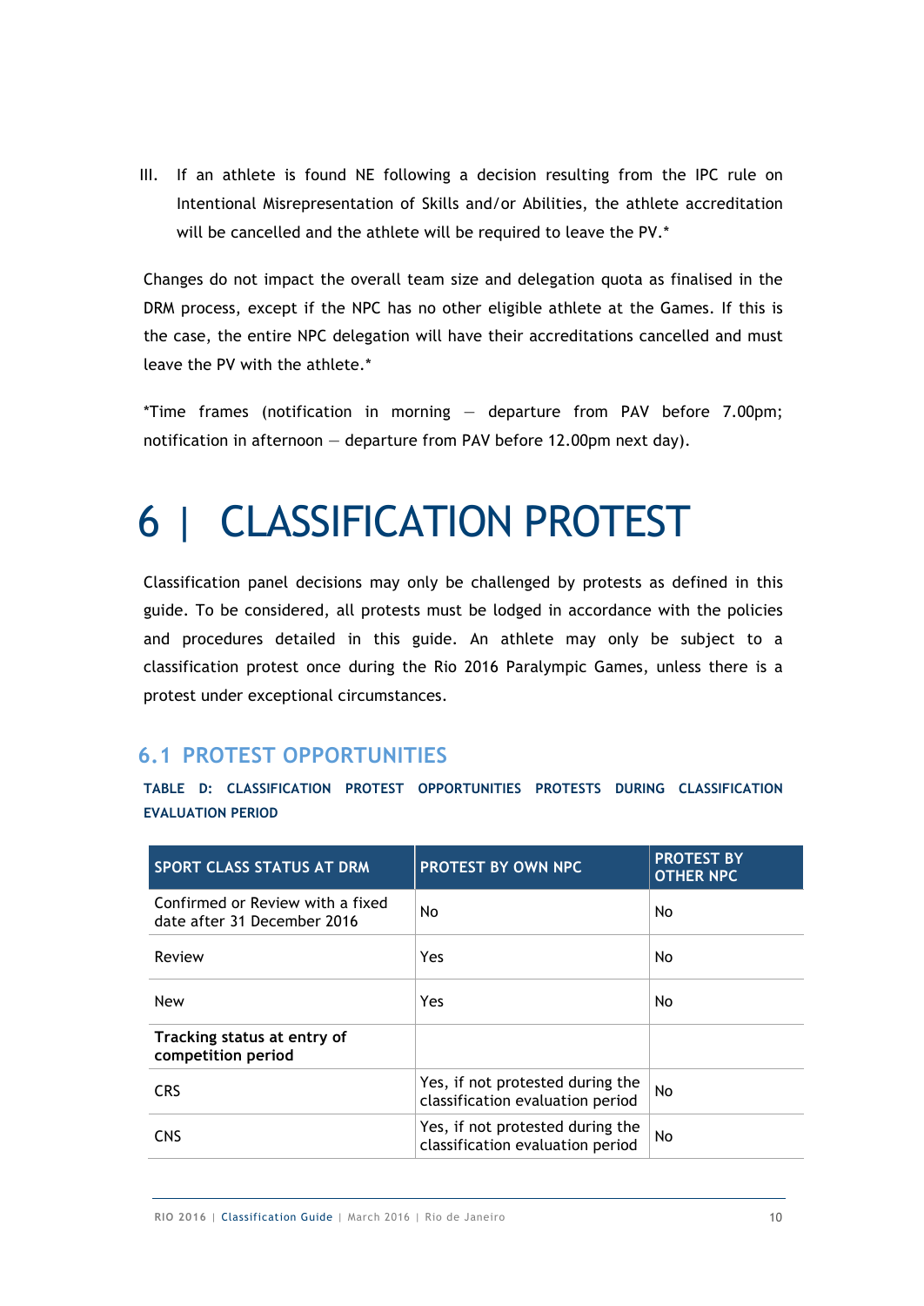III. If an athlete is found NE following a decision resulting from the IPC rule on Intentional Misrepresentation of Skills and/or Abilities, the athlete accreditation will be cancelled and the athlete will be required to leave the PV.*

Changes do not impact the overall team size and delegation quota as finalised in the DRM process, except if the NPC has no other eligible athlete at the Games. If this is the case, the entire NPC delegation will have their accreditations cancelled and must leave the PV with the athlete.*

*Time frames (notification in morning – departure from PAV before 7.00pm; notification in afternoon – departure from PAV before 12.00pm next day).

# 6 | CLASSIFICATION PROTEST

Classification panel decisions may only be challenged by protests as defined in this guide. To be considered, all protests must be lodged in accordance with the policies and procedures detailed in this guide. An athlete may only be subject to a classification protest once during the Rio 2016 Paralympic Games, unless there is a protest under exceptional circumstances.

## 6.1 PROTEST OPPORTUNITIES

**TABLE D: CLASSIFICATION PROTEST OPPORTUNITIES PROTESTS DURING CLASSIFICATION EVALUATION PERIOD**

| SPORT CLASS STATUS AT DRM | PROTEST BY OWN NPC | PROTEST BY OTHER NPC |
|---|---|---|
| Confirmed or Review with a fixed date after 31 December 2016 | No | No |
| Review | Yes | No |
| New | Yes | No |
| **Tracking status at entry of competition period** | | |
| CRS | Yes, if not protested during the classification evaluation period | No |
| CNS | Yes, if not protested during the classification evaluation period | No |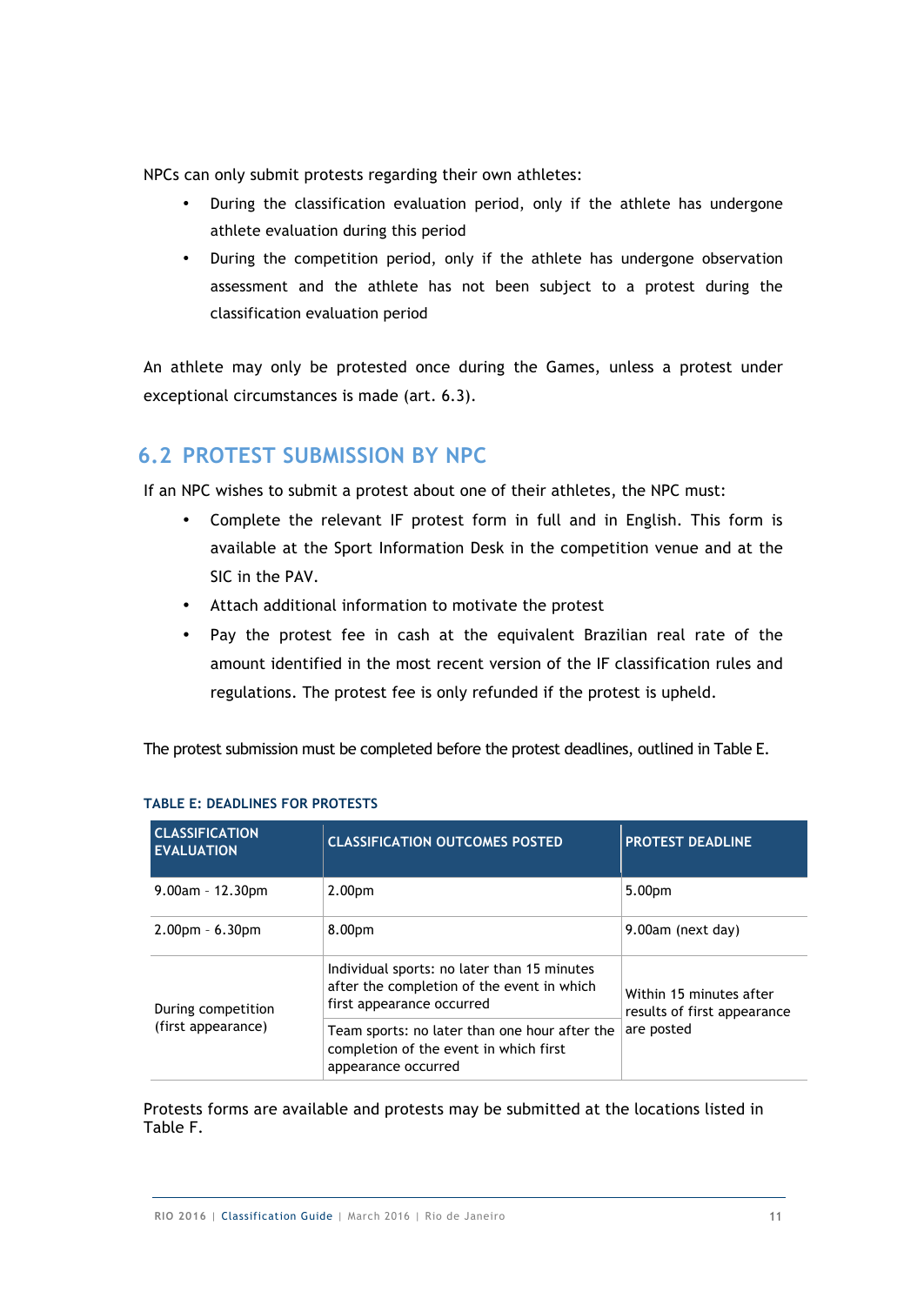NPCs can only submit protests regarding their own athletes:

- During the classification evaluation period, only if the athlete has undergone athlete evaluation during this period
- During the competition period, only if the athlete has undergone observation assessment and the athlete has not been subject to a protest during the classification evaluation period

An athlete may only be protested once during the Games, unless a protest under exceptional circumstances is made (art. 6.3).

## 6.2 PROTEST SUBMISSION BY NPC

If an NPC wishes to submit a protest about one of their athletes, the NPC must:

- Complete the relevant IF protest form in full and in English. This form is available at the Sport Information Desk in the competition venue and at the SIC in the PAV.
- Attach additional information to motivate the protest
- Pay the protest fee in cash at the equivalent Brazilian real rate of the amount identified in the most recent version of the IF classification rules and regulations. The protest fee is only refunded if the protest is upheld.

The protest submission must be completed before the protest deadlines, outlined in Table E.

**TABLE E: DEADLINES FOR PROTESTS**

| CLASSIFICATION EVALUATION | CLASSIFICATION OUTCOMES POSTED | PROTEST DEADLINE |
|---|---|---|
| 9.00am - 12.30pm | 2.00pm | 5.00pm |
| 2.00pm - 6.30pm | 8.00pm | 9.00am (next day) |
| During competition (first appearance) | Individual sports: no later than 15 minutes after the completion of the event in which first appearance occurred | Within 15 minutes after results of first appearance are posted |
| | Team sports: no later than one hour after the completion of the event in which first appearance occurred | |

Protests forms are available and protests may be submitted at the locations listed in Table F.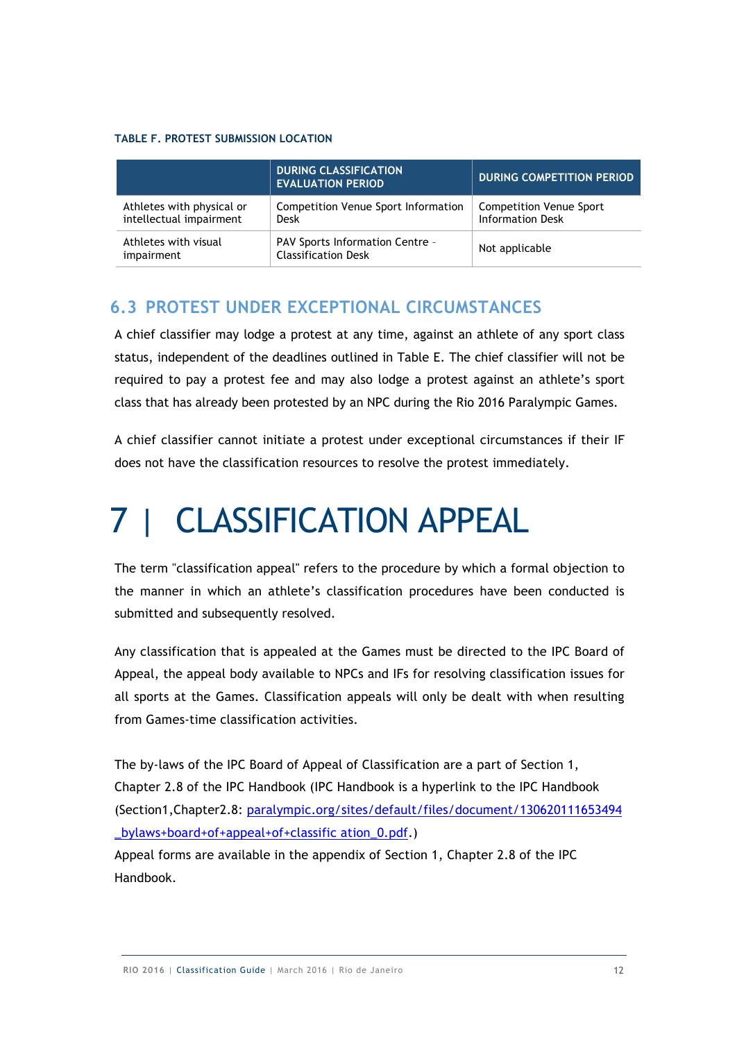**TABLE F. PROTEST SUBMISSION LOCATION**

| | DURING CLASSIFICATION EVALUATION PERIOD | DURING COMPETITION PERIOD |
|---|---|---|
| Athletes with physical or intellectual impairment | Competition Venue Sport Information Desk | Competition Venue Sport Information Desk |
| Athletes with visual impairment | PAV Sports Information Centre - Classification Desk | Not applicable |

## 6.3 PROTEST UNDER EXCEPTIONAL CIRCUMSTANCES

A chief classifier may lodge a protest at any time, against an athlete of any sport class status, independent of the deadlines outlined in Table E. The chief classifier will not be required to pay a protest fee and may also lodge a protest against an athlete's sport class that has already been protested by an NPC during the Rio 2016 Paralympic Games.

A chief classifier cannot initiate a protest under exceptional circumstances if their IF does not have the classification resources to resolve the protest immediately.

# 7 | CLASSIFICATION APPEAL

The term "classification appeal" refers to the procedure by which a formal objection to the manner in which an athlete's classification procedures have been conducted is submitted and subsequently resolved.

Any classification that is appealed at the Games must be directed to the IPC Board of Appeal, the appeal body available to NPCs and IFs for resolving classification issues for all sports at the Games. Classification appeals will only be dealt with when resulting from Games-time classification activities.

The by-laws of the IPC Board of Appeal of Classification are a part of Section 1, Chapter 2.8 of the IPC Handbook (IPC Handbook is a hyperlink to the IPC Handbook (Section1,Chapter2.8: paralympic.org/sites/default/files/document/130620111653494_bylaws+board+of+appeal+of+classific ation_0.pdf.)
Appeal forms are available in the appendix of Section 1, Chapter 2.8 of the IPC Handbook.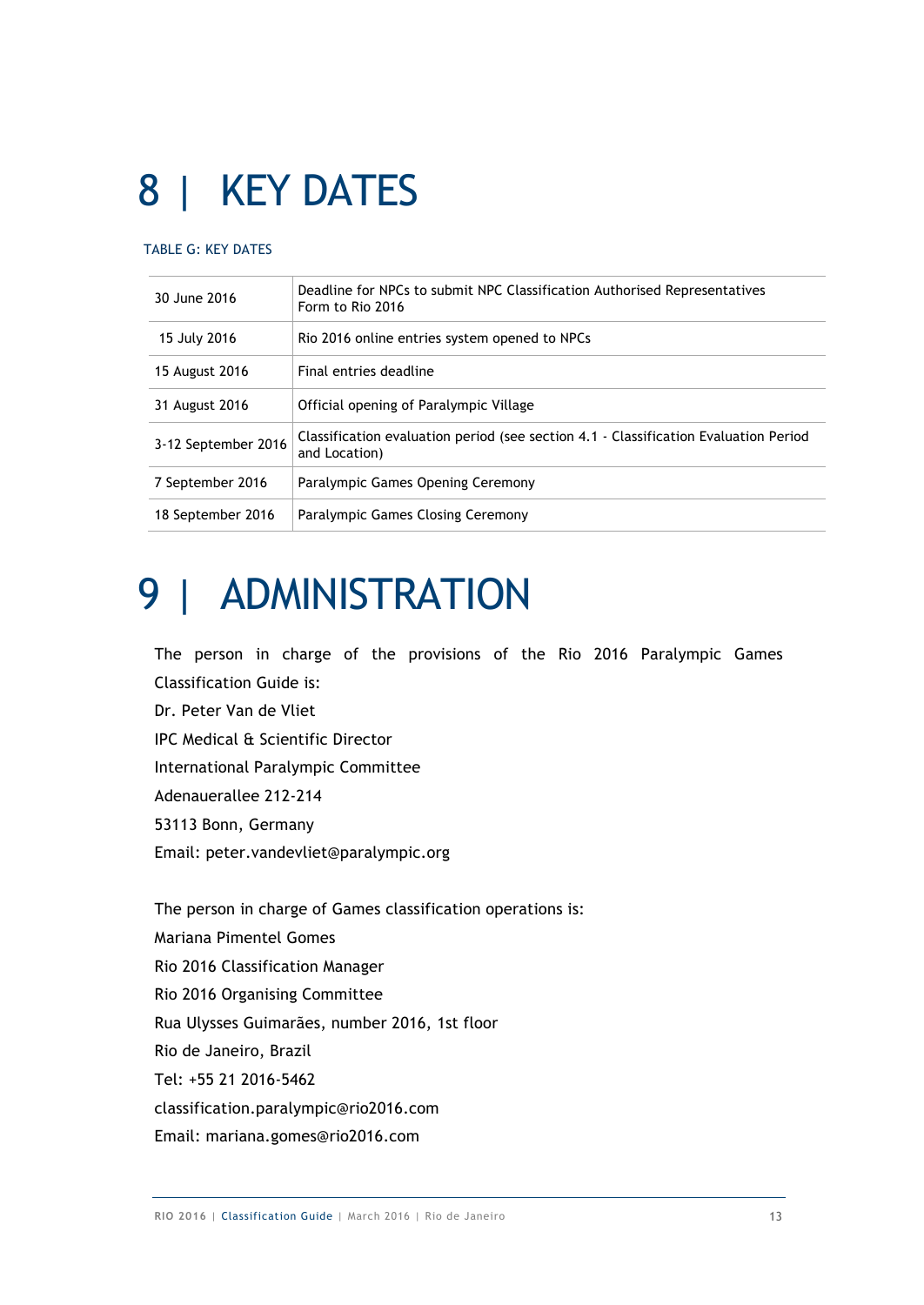# 8 | KEY DATES

TABLE G: KEY DATES

| | |
|---|---|
| 30 June 2016 | Deadline for NPCs to submit NPC Classification Authorised Representatives Form to Rio 2016 |
| 15 July 2016 | Rio 2016 online entries system opened to NPCs |
| 15 August 2016 | Final entries deadline |
| 31 August 2016 | Official opening of Paralympic Village |
| 3-12 September 2016 | Classification evaluation period (see section 4.1 - Classification Evaluation Period and Location) |
| 7 September 2016 | Paralympic Games Opening Ceremony |
| 18 September 2016 | Paralympic Games Closing Ceremony |

# 9 | ADMINISTRATION

The person in charge of the provisions of the Rio 2016 Paralympic Games Classification Guide is:

Dr. Peter Van de Vliet
IPC Medical & Scientific Director
International Paralympic Committee
Adenauerallee 212-214
53113 Bonn, Germany
Email: peter.vandevliet@paralympic.org

The person in charge of Games classification operations is:

Mariana Pimentel Gomes
Rio 2016 Classification Manager
Rio 2016 Organising Committee
Rua Ulysses Guimarães, number 2016, 1st floor
Rio de Janeiro, Brazil
Tel: +55 21 2016-5462
classification.paralympic@rio2016.com
Email: mariana.gomes@rio2016.com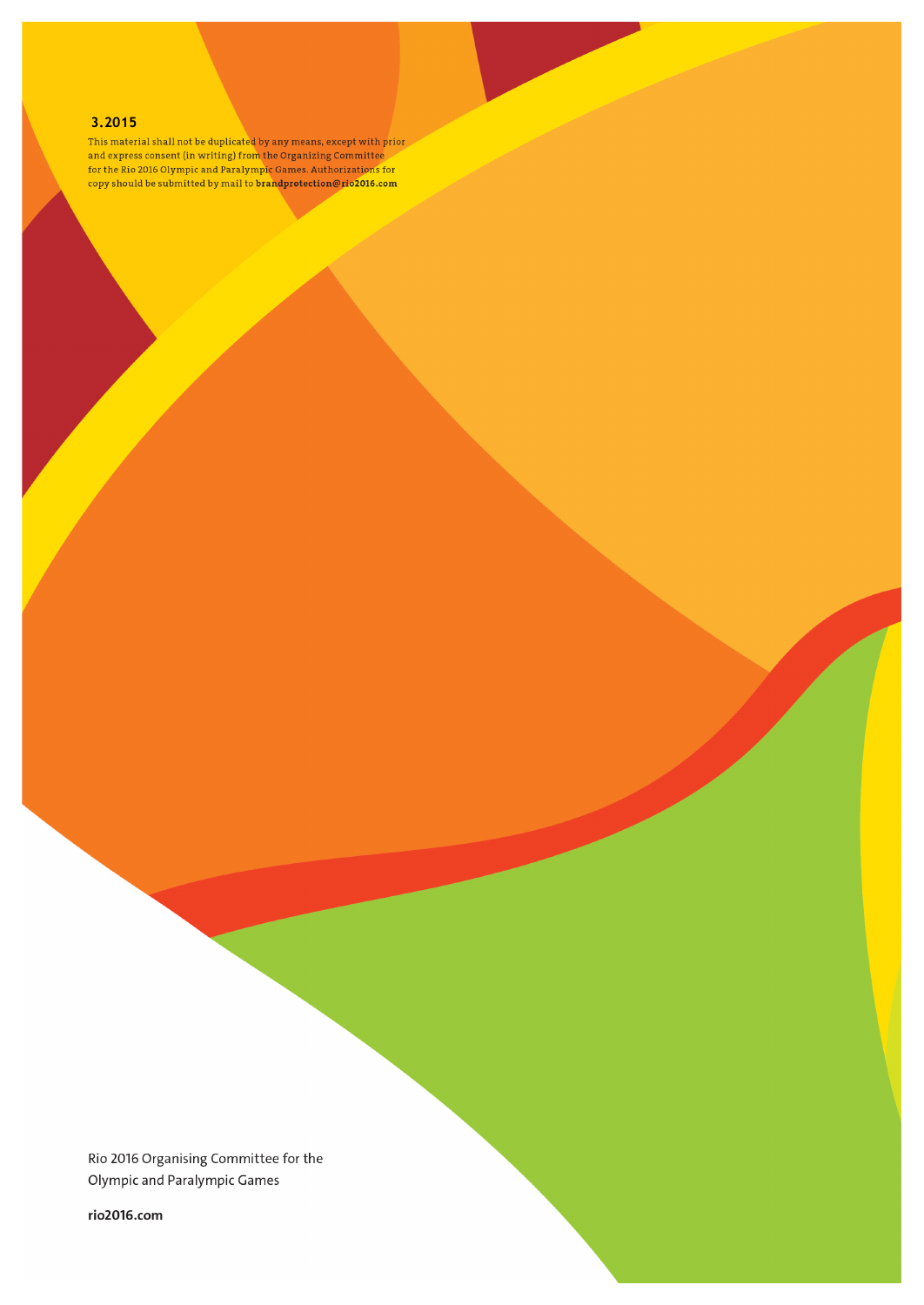**3.2015**

This material shall not be duplicated by any means, except with prior and express consent (in writing) from the Organizing Committee for the Rio 2016 Olympic and Paralympic Games. Authorizations for copy should be submitted by mail to **brandprotection@rio2016.com**

Rio 2016 Organising Committee for the Olympic and Paralympic Games

**rio2016.com**